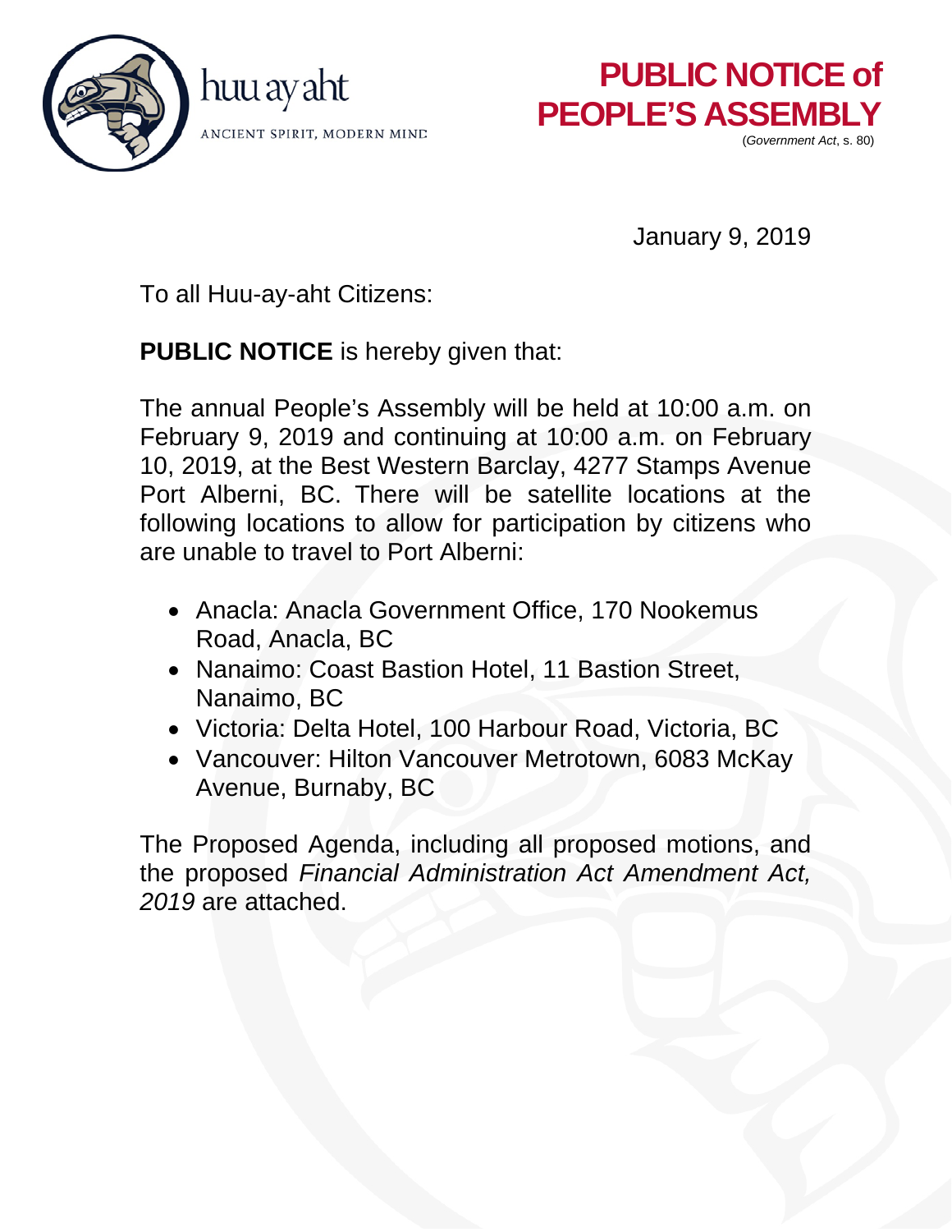huu ay aht

ANCIENT SPIRIT, MODERN MIND

# PUBLIC NOTICE of PEOPLE'S ASSEMBLY

(*Government Act*, s. 80)

January 9, 2019

To all Huu-ay-aht Citizens:

**PUBLIC NOTICE** is hereby given that:

The annual People's Assembly will be held at 10:00 a.m. on February 9, 2019 and continuing at 10:00 a.m. on February 10, 2019, at the Best Western Barclay, 4277 Stamps Avenue Port Alberni, BC. There will be satellite locations at the following locations to allow for participation by citizens who are unable to travel to Port Alberni:

- Anacla: Anacla Government Office, 170 Nookemus Road, Anacla, BC
- Nanaimo: Coast Bastion Hotel, 11 Bastion Street, Nanaimo, BC
- Victoria: Delta Hotel, 100 Harbour Road, Victoria, BC
- Vancouver: Hilton Vancouver Metrotown, 6083 McKay Avenue, Burnaby, BC

The Proposed Agenda, including all proposed motions, and the proposed *Financial Administration Act Amendment Act, 2019* are attached.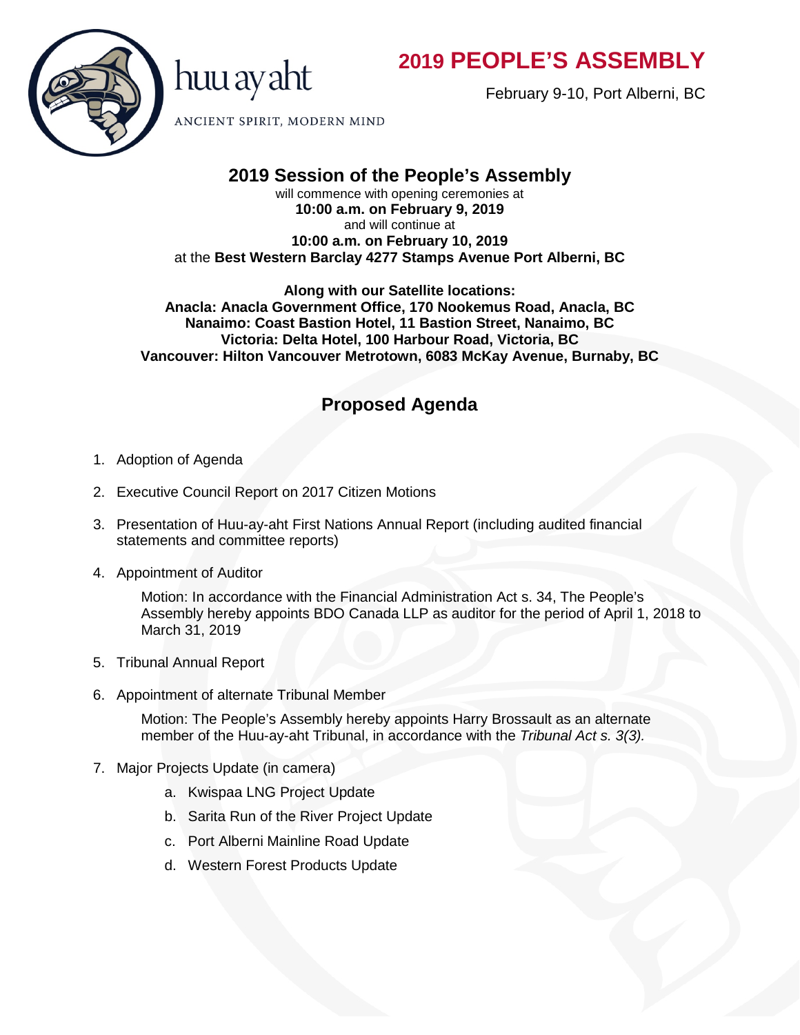huu ay aht

ANCIENT SPIRIT, MODERN MIND

# 2019 PEOPLE'S ASSEMBLY

February 9-10, Port Alberni, BC

## 2019 Session of the People's Assembly

will commence with opening ceremonies at
**10:00 a.m. on February 9, 2019**
and will continue at
**10:00 a.m. on February 10, 2019**
at the **Best Western Barclay 4277 Stamps Avenue Port Alberni, BC**

**Along with our Satellite locations:**
**Anacla: Anacla Government Office, 170 Nookemus Road, Anacla, BC**
**Nanaimo: Coast Bastion Hotel, 11 Bastion Street, Nanaimo, BC**
**Victoria: Delta Hotel, 100 Harbour Road, Victoria, BC**
**Vancouver: Hilton Vancouver Metrotown, 6083 McKay Avenue, Burnaby, BC**

## Proposed Agenda

1. Adoption of Agenda
2. Executive Council Report on 2017 Citizen Motions
3. Presentation of Huu-ay-aht First Nations Annual Report (including audited financial statements and committee reports)
4. Appointment of Auditor

   Motion: In accordance with the Financial Administration Act s. 34, The People's Assembly hereby appoints BDO Canada LLP as auditor for the period of April 1, 2018 to March 31, 2019

5. Tribunal Annual Report
6. Appointment of alternate Tribunal Member

   Motion: The People's Assembly hereby appoints Harry Brossault as an alternate member of the Huu-ay-aht Tribunal, in accordance with the *Tribunal Act s. 3(3).*

7. Major Projects Update (in camera)
   a. Kwispaa LNG Project Update
   b. Sarita Run of the River Project Update
   c. Port Alberni Mainline Road Update
   d. Western Forest Products Update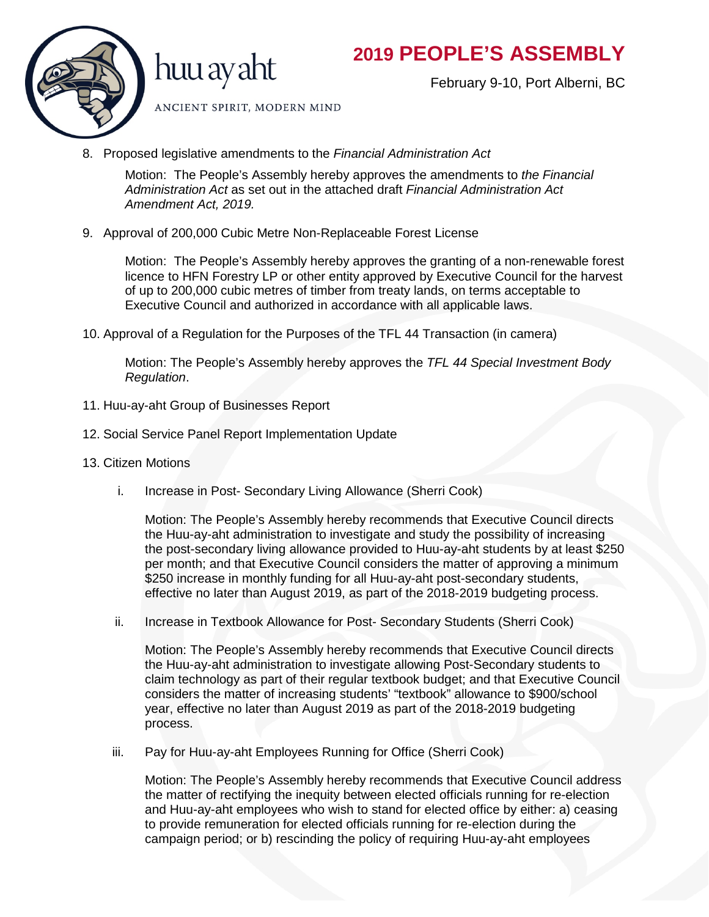8. Proposed legislative amendments to the *Financial Administration Act*

   Motion: The People's Assembly hereby approves the amendments to *the Financial Administration Act* as set out in the attached draft *Financial Administration Act Amendment Act, 2019.*

9. Approval of 200,000 Cubic Metre Non-Replaceable Forest License

   Motion: The People's Assembly hereby approves the granting of a non-renewable forest licence to HFN Forestry LP or other entity approved by Executive Council for the harvest of up to 200,000 cubic metres of timber from treaty lands, on terms acceptable to Executive Council and authorized in accordance with all applicable laws.

10. Approval of a Regulation for the Purposes of the TFL 44 Transaction (in camera)

    Motion: The People's Assembly hereby approves the *TFL 44 Special Investment Body Regulation*.

11. Huu-ay-aht Group of Businesses Report

12. Social Service Panel Report Implementation Update

13. Citizen Motions

    i. Increase in Post- Secondary Living Allowance (Sherri Cook)

       Motion: The People's Assembly hereby recommends that Executive Council directs the Huu-ay-aht administration to investigate and study the possibility of increasing the post-secondary living allowance provided to Huu-ay-aht students by at least $250 per month; and that Executive Council considers the matter of approving a minimum $250 increase in monthly funding for all Huu-ay-aht post-secondary students, effective no later than August 2019, as part of the 2018-2019 budgeting process.

    ii. Increase in Textbook Allowance for Post- Secondary Students (Sherri Cook)

       Motion: The People's Assembly hereby recommends that Executive Council directs the Huu-ay-aht administration to investigate allowing Post-Secondary students to claim technology as part of their regular textbook budget; and that Executive Council considers the matter of increasing students' "textbook" allowance to $900/school year, effective no later than August 2019 as part of the 2018-2019 budgeting process.

    iii. Pay for Huu-ay-aht Employees Running for Office (Sherri Cook)

       Motion: The People's Assembly hereby recommends that Executive Council address the matter of rectifying the inequity between elected officials running for re-election and Huu-ay-aht employees who wish to stand for elected office by either: a) ceasing to provide remuneration for elected officials running for re-election during the campaign period; or b) rescinding the policy of requiring Huu-ay-aht employees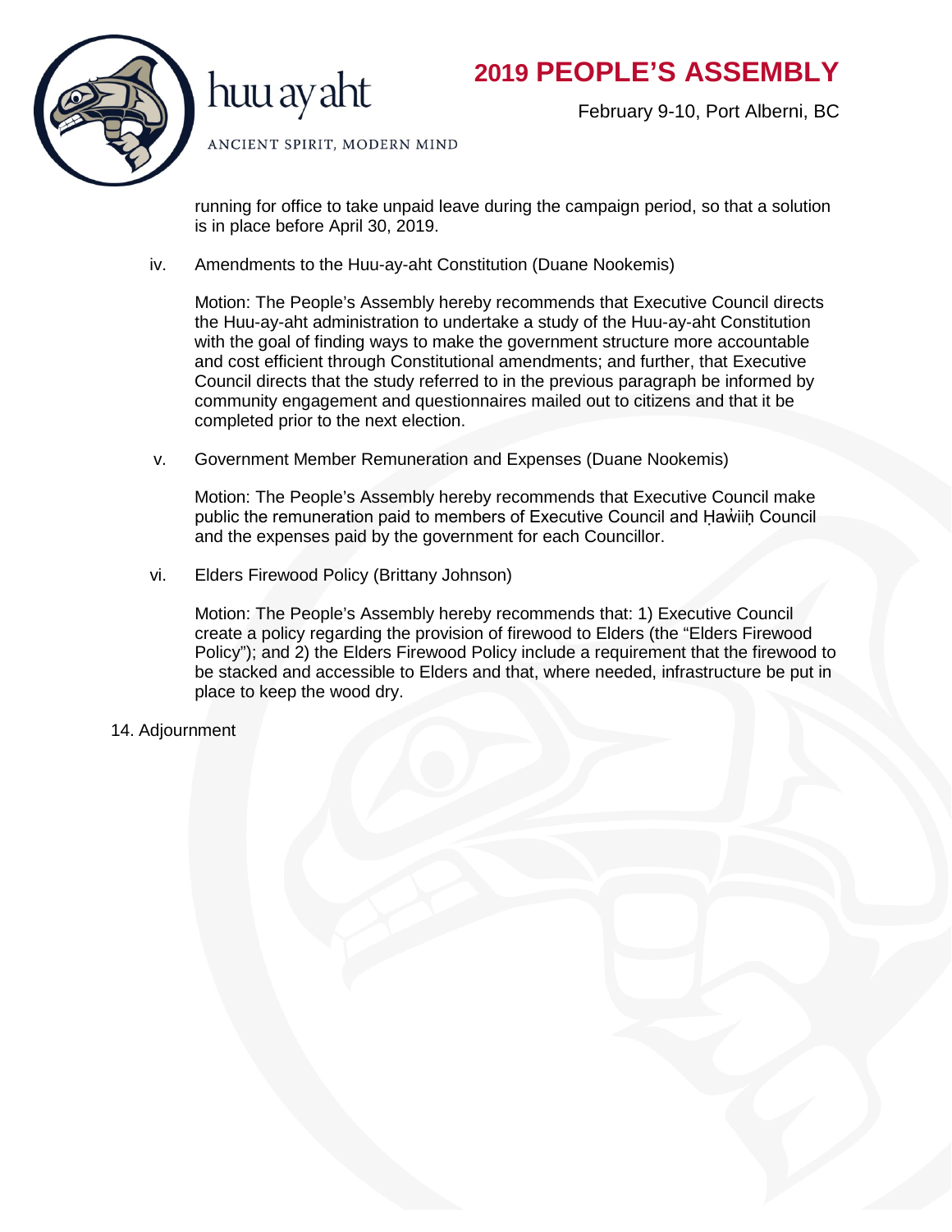running for office to take unpaid leave during the campaign period, so that a solution is in place before April 30, 2019.

iv. Amendments to the Huu-ay-aht Constitution (Duane Nookemis)

Motion: The People's Assembly hereby recommends that Executive Council directs the Huu-ay-aht administration to undertake a study of the Huu-ay-aht Constitution with the goal of finding ways to make the government structure more accountable and cost efficient through Constitutional amendments; and further, that Executive Council directs that the study referred to in the previous paragraph be informed by community engagement and questionnaires mailed out to citizens and that it be completed prior to the next election.

v. Government Member Remuneration and Expenses (Duane Nookemis)

Motion: The People's Assembly hereby recommends that Executive Council make public the remuneration paid to members of Executive Council and Ḥaw̓iiḥ Council and the expenses paid by the government for each Councillor.

vi. Elders Firewood Policy (Brittany Johnson)

Motion: The People's Assembly hereby recommends that: 1) Executive Council create a policy regarding the provision of firewood to Elders (the "Elders Firewood Policy"); and 2) the Elders Firewood Policy include a requirement that the firewood to be stacked and accessible to Elders and that, where needed, infrastructure be put in place to keep the wood dry.

14. Adjournment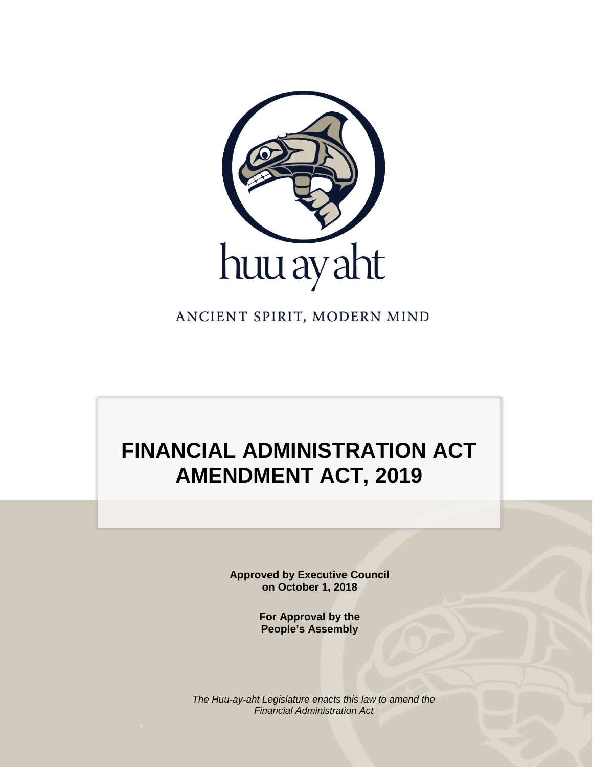huu ay aht

ANCIENT SPIRIT, MODERN MIND

# FINANCIAL ADMINISTRATION ACT AMENDMENT ACT, 2019

**Approved by Executive Council on October 1, 2018**

**For Approval by the People's Assembly**

*The Huu-ay-aht Legislature enacts this law to amend the Financial Administration Act*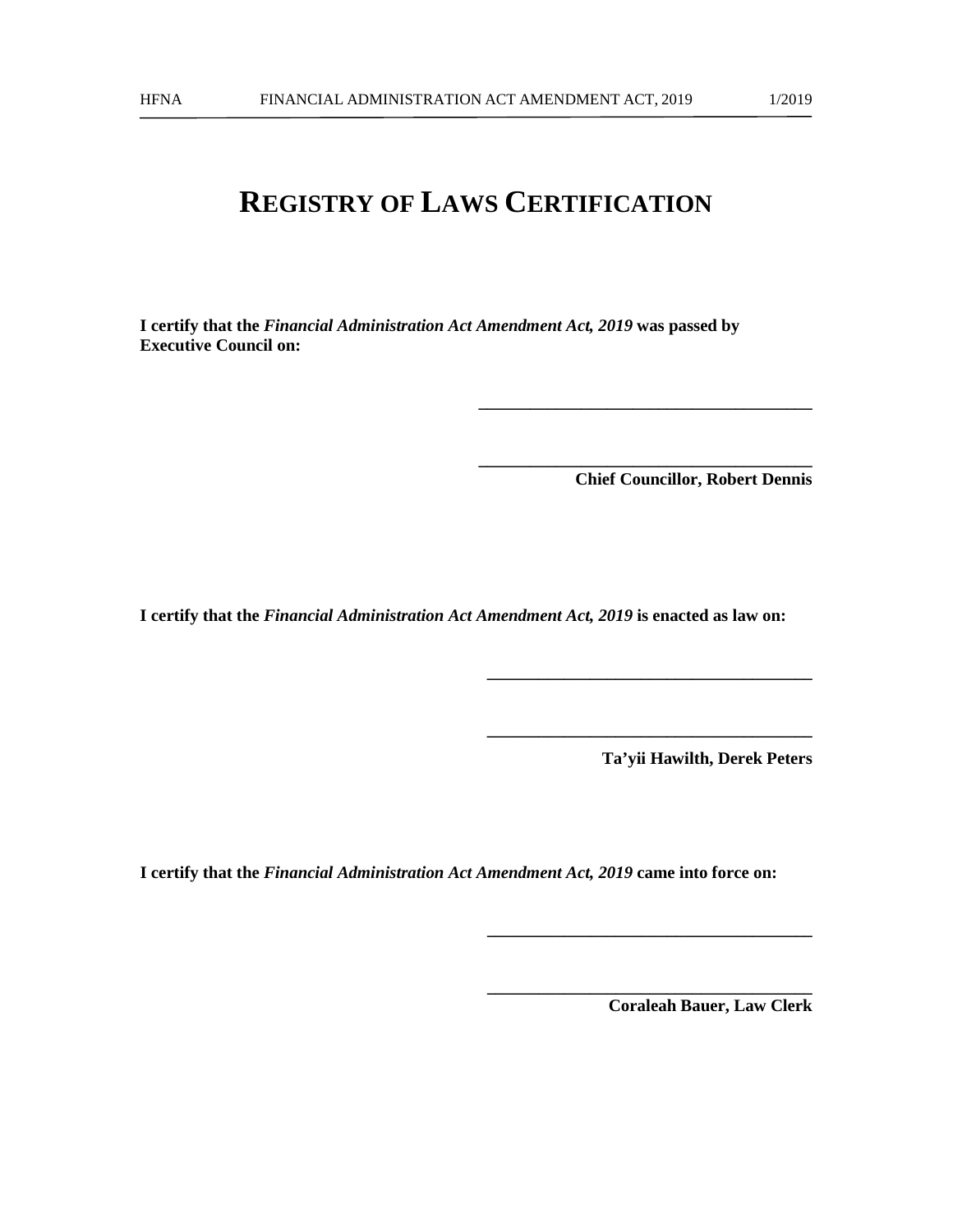# REGISTRY OF LAWS CERTIFICATION

**I certify that the *Financial Administration Act Amendment Act, 2019* was passed by Executive Council on:**

\_\_\_\_\_\_\_\_\_\_\_\_\_\_\_\_\_\_\_\_\_\_\_\_\_\_\_\_\_\_\_\_\_\_\_\_\_\_

\_\_\_\_\_\_\_\_\_\_\_\_\_\_\_\_\_\_\_\_\_\_\_\_\_\_\_\_\_\_\_\_\_\_\_\_\_\_

**Chief Councillor, Robert Dennis**

**I certify that the *Financial Administration Act Amendment Act, 2019* is enacted as law on:**

\_\_\_\_\_\_\_\_\_\_\_\_\_\_\_\_\_\_\_\_\_\_\_\_\_\_\_\_\_\_\_\_\_\_\_\_\_\_

\_\_\_\_\_\_\_\_\_\_\_\_\_\_\_\_\_\_\_\_\_\_\_\_\_\_\_\_\_\_\_\_\_\_\_\_\_\_

**Ta'yii Hawilth, Derek Peters**

**I certify that the *Financial Administration Act Amendment Act, 2019* came into force on:**

\_\_\_\_\_\_\_\_\_\_\_\_\_\_\_\_\_\_\_\_\_\_\_\_\_\_\_\_\_\_\_\_\_\_\_\_\_\_

\_\_\_\_\_\_\_\_\_\_\_\_\_\_\_\_\_\_\_\_\_\_\_\_\_\_\_\_\_\_\_\_\_\_\_\_\_\_

**Coraleah Bauer, Law Clerk**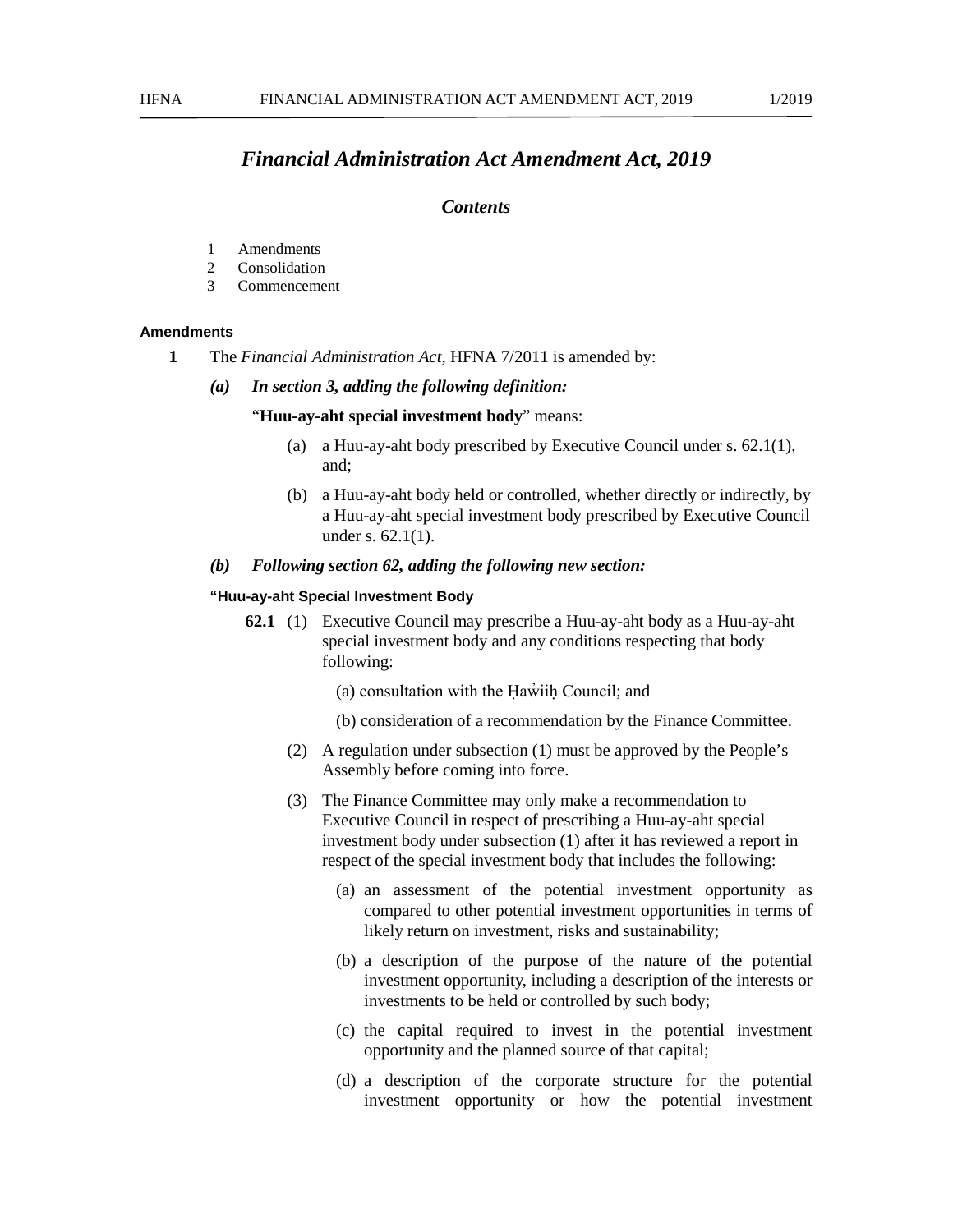# *Financial Administration Act Amendment Act, 2019*

### *Contents*

1 Amendments
2 Consolidation
3 Commencement

#### Amendments

**1** The *Financial Administration Act*, HFNA 7/2011 is amended by:

***(a) In section 3, adding the following definition:***

"**Huu-ay-aht special investment body**" means:

(a) a Huu-ay-aht body prescribed by Executive Council under s. 62.1(1), and;

(b) a Huu-ay-aht body held or controlled, whether directly or indirectly, by a Huu-ay-aht special investment body prescribed by Executive Council under s. 62.1(1).

***(b) Following section 62, adding the following new section:***

**"Huu-ay-aht Special Investment Body**

**62.1** (1) Executive Council may prescribe a Huu-ay-aht body as a Huu-ay-aht special investment body and any conditions respecting that body following:

(a) consultation with the Ḥaw̓iiḥ Council; and

(b) consideration of a recommendation by the Finance Committee.

(2) A regulation under subsection (1) must be approved by the People's Assembly before coming into force.

(3) The Finance Committee may only make a recommendation to Executive Council in respect of prescribing a Huu-ay-aht special investment body under subsection (1) after it has reviewed a report in respect of the special investment body that includes the following:

(a) an assessment of the potential investment opportunity as compared to other potential investment opportunities in terms of likely return on investment, risks and sustainability;

(b) a description of the purpose of the nature of the potential investment opportunity, including a description of the interests or investments to be held or controlled by such body;

(c) the capital required to invest in the potential investment opportunity and the planned source of that capital;

(d) a description of the corporate structure for the potential investment opportunity or how the potential investment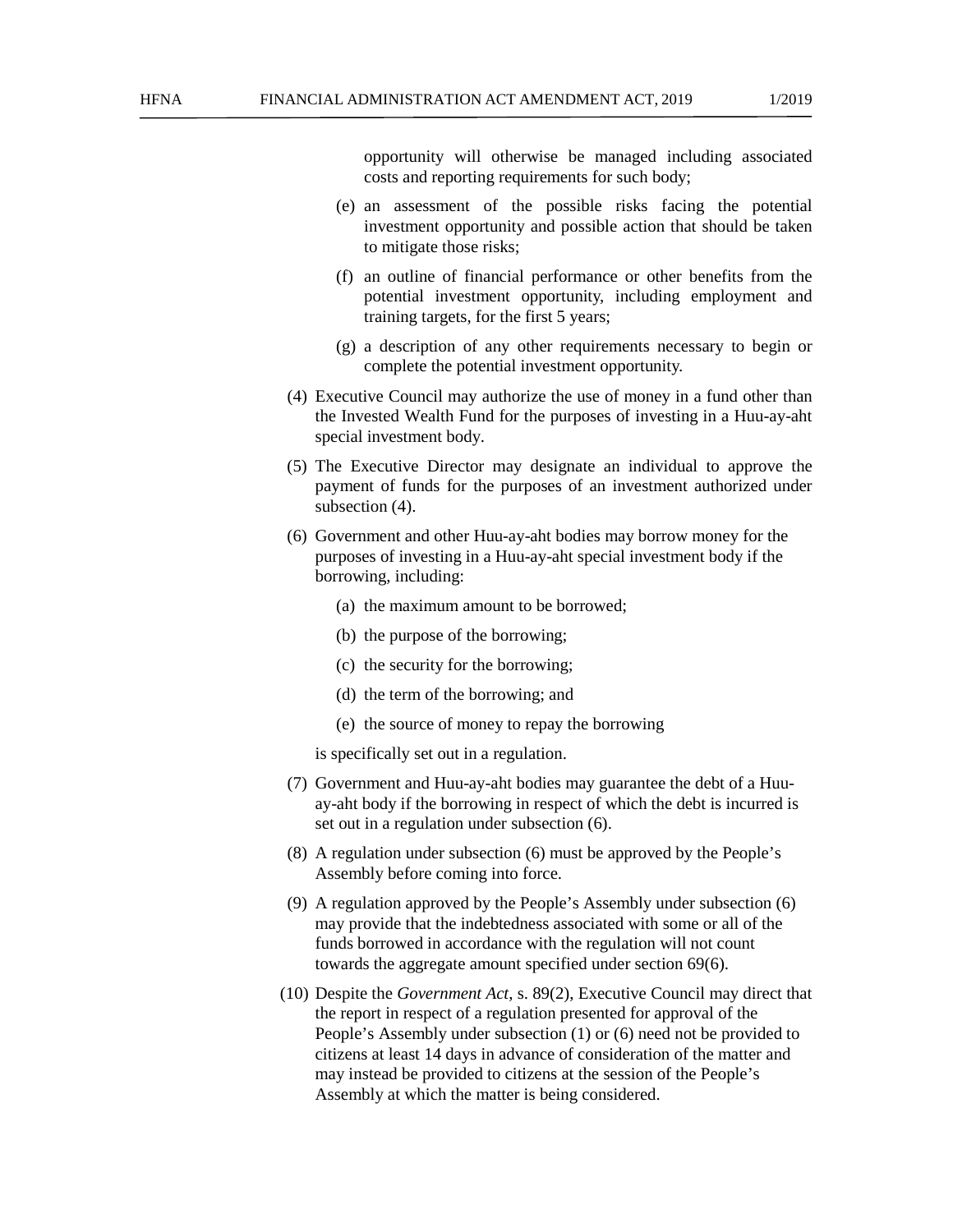opportunity will otherwise be managed including associated costs and reporting requirements for such body;

(e) an assessment of the possible risks facing the potential investment opportunity and possible action that should be taken to mitigate those risks;

(f) an outline of financial performance or other benefits from the potential investment opportunity, including employment and training targets, for the first 5 years;

(g) a description of any other requirements necessary to begin or complete the potential investment opportunity.

(4) Executive Council may authorize the use of money in a fund other than the Invested Wealth Fund for the purposes of investing in a Huu-ay-aht special investment body.

(5) The Executive Director may designate an individual to approve the payment of funds for the purposes of an investment authorized under subsection (4).

(6) Government and other Huu-ay-aht bodies may borrow money for the purposes of investing in a Huu-ay-aht special investment body if the borrowing, including:

(a) the maximum amount to be borrowed;

(b) the purpose of the borrowing;

(c) the security for the borrowing;

(d) the term of the borrowing; and

(e) the source of money to repay the borrowing

is specifically set out in a regulation.

(7) Government and Huu-ay-aht bodies may guarantee the debt of a Huu-ay-aht body if the borrowing in respect of which the debt is incurred is set out in a regulation under subsection (6).

(8) A regulation under subsection (6) must be approved by the People's Assembly before coming into force.

(9) A regulation approved by the People's Assembly under subsection (6) may provide that the indebtedness associated with some or all of the funds borrowed in accordance with the regulation will not count towards the aggregate amount specified under section 69(6).

(10) Despite the *Government Act*, s. 89(2), Executive Council may direct that the report in respect of a regulation presented for approval of the People's Assembly under subsection (1) or (6) need not be provided to citizens at least 14 days in advance of consideration of the matter and may instead be provided to citizens at the session of the People's Assembly at which the matter is being considered.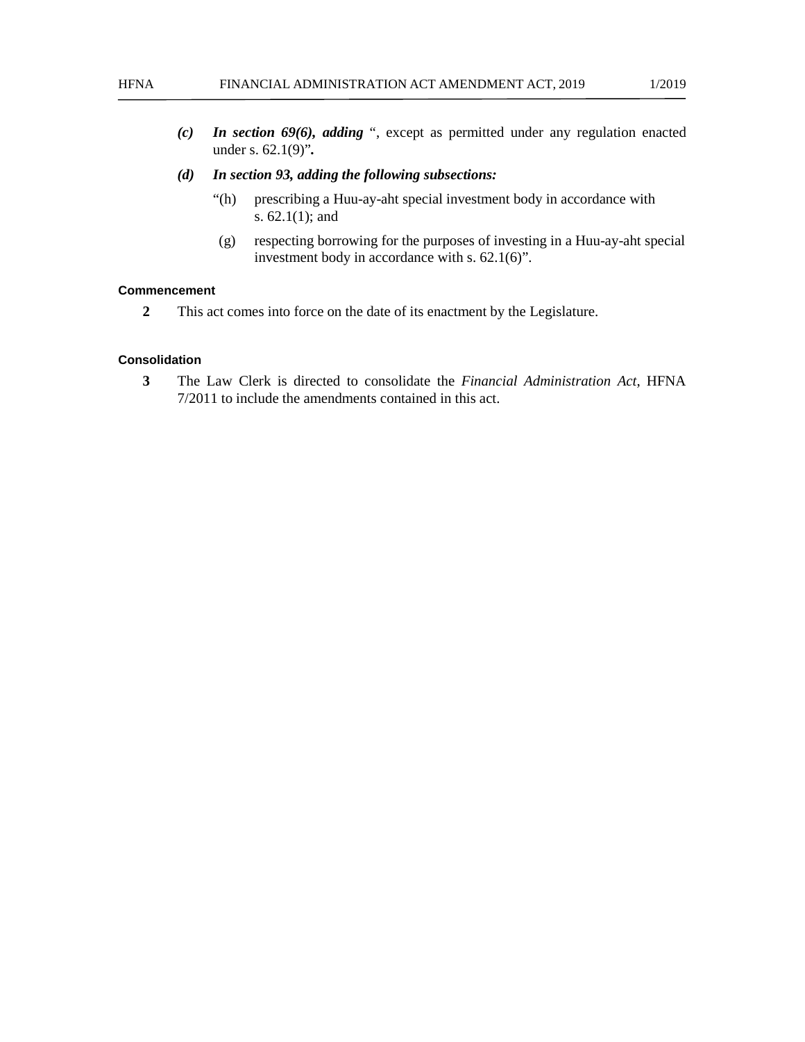*(c)* ***In section 69(6), adding*** ", except as permitted under any regulation enacted under s. 62.1(9)"**.**

*(d)* ***In section 93, adding the following subsections:***

"(h) prescribing a Huu-ay-aht special investment body in accordance with s. 62.1(1); and

(g) respecting borrowing for the purposes of investing in a Huu-ay-aht special investment body in accordance with s. 62.1(6)".

#### Commencement

**2** This act comes into force on the date of its enactment by the Legislature.

#### Consolidation

**3** The Law Clerk is directed to consolidate the *Financial Administration Act*, HFNA 7/2011 to include the amendments contained in this act.